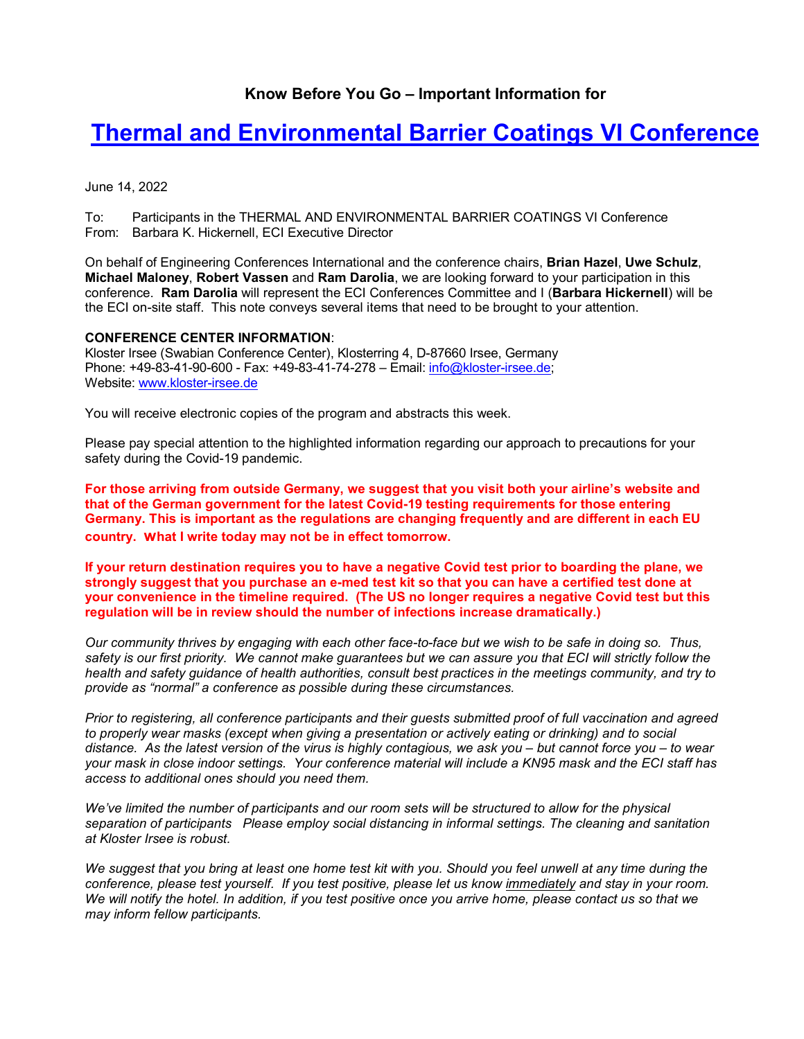### Know Before You Go – Important Information for

# Thermal and Environmental Barrier Coatings VI Conference

June 14, 2022

To: Participants in the THERMAL AND ENVIRONMENTAL BARRIER COATINGS VI Conference
From: Barbara K. Hickernell, ECI Executive Director

On behalf of Engineering Conferences International and the conference chairs, **Brian Hazel**, **Uwe Schulz**, **Michael Maloney**, **Robert Vassen** and **Ram Darolia**, we are looking forward to your participation in this conference. **Ram Darolia** will represent the ECI Conferences Committee and I (**Barbara Hickernell**) will be the ECI on-site staff. This note conveys several items that need to be brought to your attention.

**CONFERENCE CENTER INFORMATION**:
Kloster Irsee (Swabian Conference Center), Klosterring 4, D-87660 Irsee, Germany
Phone: +49-83-41-90-600 - Fax: +49-83-41-74-278 – Email: info@kloster-irsee.de;
Website: www.kloster-irsee.de

You will receive electronic copies of the program and abstracts this week.

Please pay special attention to the highlighted information regarding our approach to precautions for your safety during the Covid-19 pandemic.

**For those arriving from outside Germany, we suggest that you visit both your airline's website and that of the German government for the latest Covid-19 testing requirements for those entering Germany. This is important as the regulations are changing frequently and are different in each EU country. What I write today may not be in effect tomorrow.**

**If your return destination requires you to have a negative Covid test prior to boarding the plane, we strongly suggest that you purchase an e-med test kit so that you can have a certified test done at your convenience in the timeline required. (The US no longer requires a negative Covid test but this regulation will be in review should the number of infections increase dramatically.)**

*Our community thrives by engaging with each other face-to-face but we wish to be safe in doing so. Thus, safety is our first priority. We cannot make guarantees but we can assure you that ECI will strictly follow the health and safety guidance of health authorities, consult best practices in the meetings community, and try to provide as "normal" a conference as possible during these circumstances.*

*Prior to registering, all conference participants and their guests submitted proof of full vaccination and agreed to properly wear masks (except when giving a presentation or actively eating or drinking) and to social distance. As the latest version of the virus is highly contagious, we ask you – but cannot force you – to wear your mask in close indoor settings. Your conference material will include a KN95 mask and the ECI staff has access to additional ones should you need them.*

*We've limited the number of participants and our room sets will be structured to allow for the physical separation of participants Please employ social distancing in informal settings. The cleaning and sanitation at Kloster Irsee is robust.*

*We suggest that you bring at least one home test kit with you. Should you feel unwell at any time during the conference, please test yourself. If you test positive, please let us know immediately and stay in your room. We will notify the hotel. In addition, if you test positive once you arrive home, please contact us so that we may inform fellow participants.*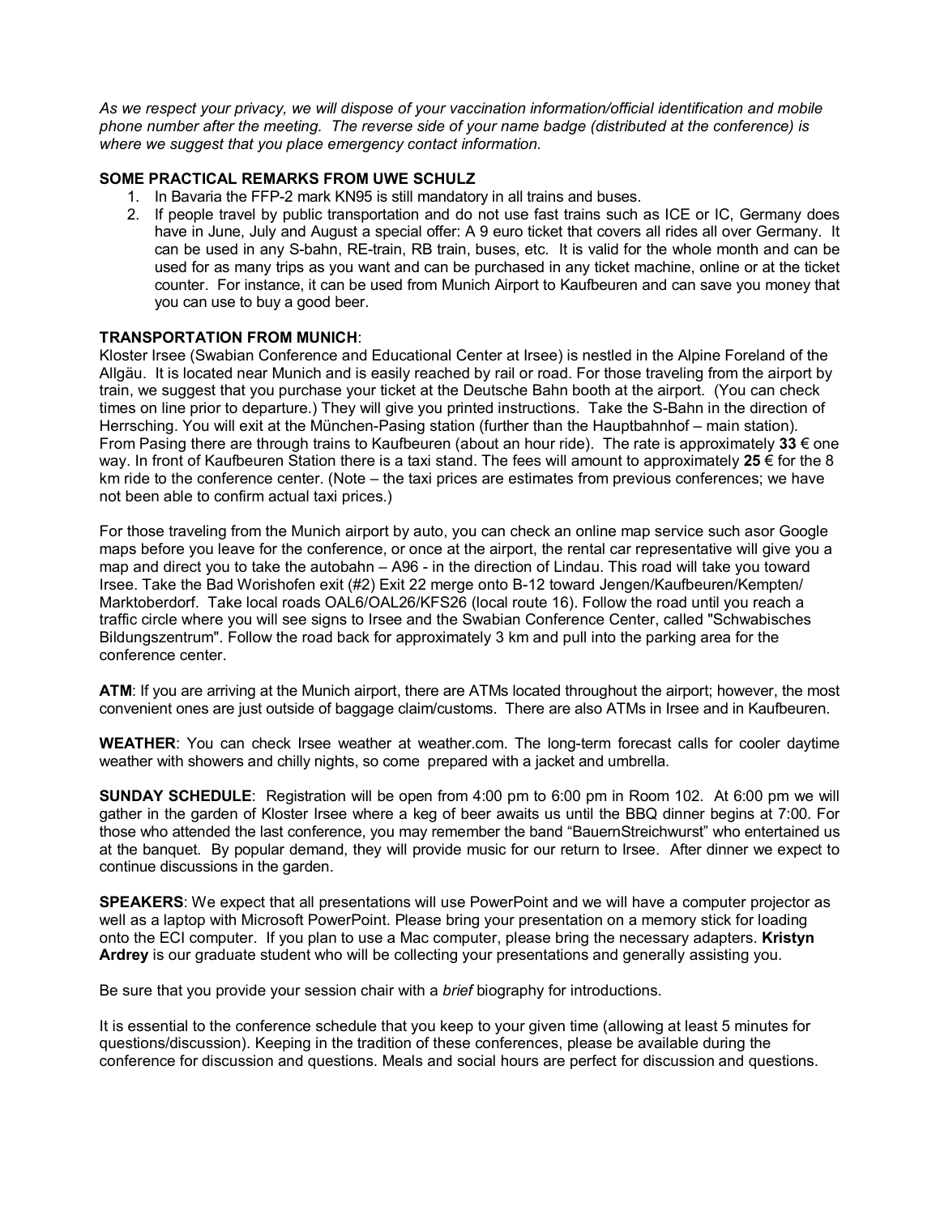*As we respect your privacy, we will dispose of your vaccination information/official identification and mobile phone number after the meeting. The reverse side of your name badge (distributed at the conference) is where we suggest that you place emergency contact information.*

**SOME PRACTICAL REMARKS FROM UWE SCHULZ**

1. In Bavaria the FFP-2 mark KN95 is still mandatory in all trains and buses.
2. If people travel by public transportation and do not use fast trains such as ICE or IC, Germany does have in June, July and August a special offer: A 9 euro ticket that covers all rides all over Germany. It can be used in any S-bahn, RE-train, RB train, buses, etc. It is valid for the whole month and can be used for as many trips as you want and can be purchased in any ticket machine, online or at the ticket counter. For instance, it can be used from Munich Airport to Kaufbeuren and can save you money that you can use to buy a good beer.

**TRANSPORTATION FROM MUNICH**:

Kloster Irsee (Swabian Conference and Educational Center at Irsee) is nestled in the Alpine Foreland of the Allgäu. It is located near Munich and is easily reached by rail or road. For those traveling from the airport by train, we suggest that you purchase your ticket at the Deutsche Bahn booth at the airport. (You can check times on line prior to departure.) They will give you printed instructions. Take the S-Bahn in the direction of Herrsching. You will exit at the München-Pasing station (further than the Hauptbahnhof – main station). From Pasing there are through trains to Kaufbeuren (about an hour ride). The rate is approximately **33** € one way. In front of Kaufbeuren Station there is a taxi stand. The fees will amount to approximately **25** € for the 8 km ride to the conference center. (Note – the taxi prices are estimates from previous conferences; we have not been able to confirm actual taxi prices.)

For those traveling from the Munich airport by auto, you can check an online map service such asor Google maps before you leave for the conference, or once at the airport, the rental car representative will give you a map and direct you to take the autobahn – A96 - in the direction of Lindau. This road will take you toward Irsee. Take the Bad Worishofen exit (#2) Exit 22 merge onto B-12 toward Jengen/Kaufbeuren/Kempten/ Marktoberdorf. Take local roads OAL6/OAL26/KFS26 (local route 16). Follow the road until you reach a traffic circle where you will see signs to Irsee and the Swabian Conference Center, called "Schwabisches Bildungszentrum". Follow the road back for approximately 3 km and pull into the parking area for the conference center.

**ATM**: If you are arriving at the Munich airport, there are ATMs located throughout the airport; however, the most convenient ones are just outside of baggage claim/customs. There are also ATMs in Irsee and in Kaufbeuren.

**WEATHER**: You can check Irsee weather at weather.com. The long-term forecast calls for cooler daytime weather with showers and chilly nights, so come prepared with a jacket and umbrella.

**SUNDAY SCHEDULE**: Registration will be open from 4:00 pm to 6:00 pm in Room 102. At 6:00 pm we will gather in the garden of Kloster Irsee where a keg of beer awaits us until the BBQ dinner begins at 7:00. For those who attended the last conference, you may remember the band "BauernStreichwurst" who entertained us at the banquet. By popular demand, they will provide music for our return to Irsee. After dinner we expect to continue discussions in the garden.

**SPEAKERS**: We expect that all presentations will use PowerPoint and we will have a computer projector as well as a laptop with Microsoft PowerPoint. Please bring your presentation on a memory stick for loading onto the ECI computer. If you plan to use a Mac computer, please bring the necessary adapters. **Kristyn Ardrey** is our graduate student who will be collecting your presentations and generally assisting you.

Be sure that you provide your session chair with a *brief* biography for introductions.

It is essential to the conference schedule that you keep to your given time (allowing at least 5 minutes for questions/discussion). Keeping in the tradition of these conferences, please be available during the conference for discussion and questions. Meals and social hours are perfect for discussion and questions.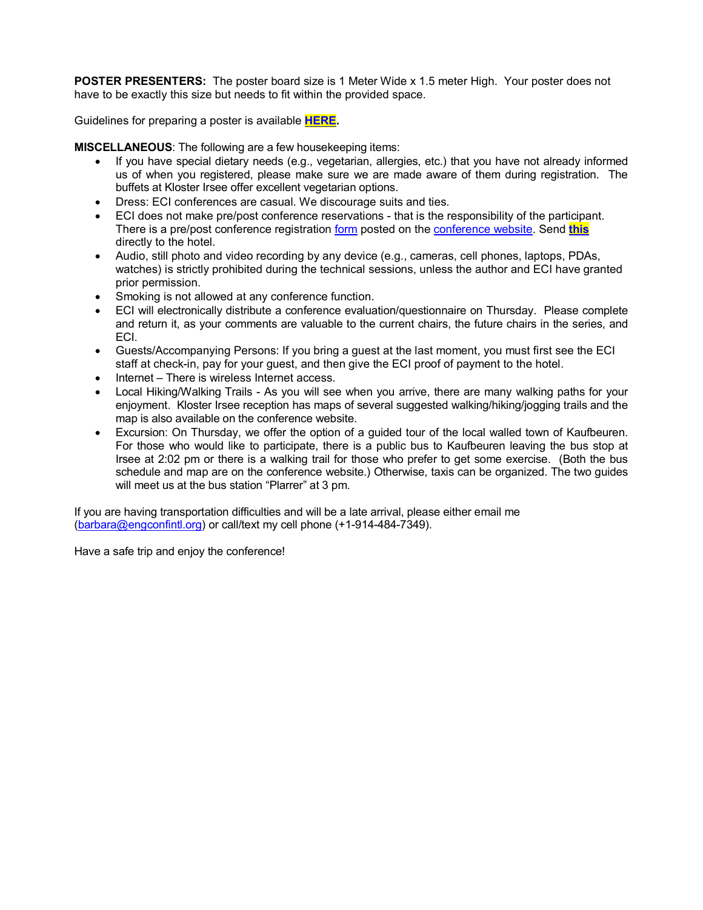**POSTER PRESENTERS:** The poster board size is 1 Meter Wide x 1.5 meter High. Your poster does not have to be exactly this size but needs to fit within the provided space.

Guidelines for preparing a poster is available **HERE**.

**MISCELLANEOUS**: The following are a few housekeeping items:

- If you have special dietary needs (e.g., vegetarian, allergies, etc.) that you have not already informed us of when you registered, please make sure we are made aware of them during registration. The buffets at Kloster Irsee offer excellent vegetarian options.
- Dress: ECI conferences are casual. We discourage suits and ties.
- ECI does not make pre/post conference reservations - that is the responsibility of the participant. There is a pre/post conference registration form posted on the conference website. Send **this** directly to the hotel.
- Audio, still photo and video recording by any device (e.g., cameras, cell phones, laptops, PDAs, watches) is strictly prohibited during the technical sessions, unless the author and ECI have granted prior permission.
- Smoking is not allowed at any conference function.
- ECI will electronically distribute a conference evaluation/questionnaire on Thursday. Please complete and return it, as your comments are valuable to the current chairs, the future chairs in the series, and ECI.
- Guests/Accompanying Persons: If you bring a guest at the last moment, you must first see the ECI staff at check-in, pay for your guest, and then give the ECI proof of payment to the hotel.
- Internet – There is wireless Internet access.
- Local Hiking/Walking Trails - As you will see when you arrive, there are many walking paths for your enjoyment. Kloster Irsee reception has maps of several suggested walking/hiking/jogging trails and the map is also available on the conference website.
- Excursion: On Thursday, we offer the option of a guided tour of the local walled town of Kaufbeuren. For those who would like to participate, there is a public bus to Kaufbeuren leaving the bus stop at Irsee at 2:02 pm or there is a walking trail for those who prefer to get some exercise. (Both the bus schedule and map are on the conference website.) Otherwise, taxis can be organized. The two guides will meet us at the bus station "Plarrer" at 3 pm.

If you are having transportation difficulties and will be a late arrival, please either email me (barbara@engconfintl.org) or call/text my cell phone (+1-914-484-7349).

Have a safe trip and enjoy the conference!